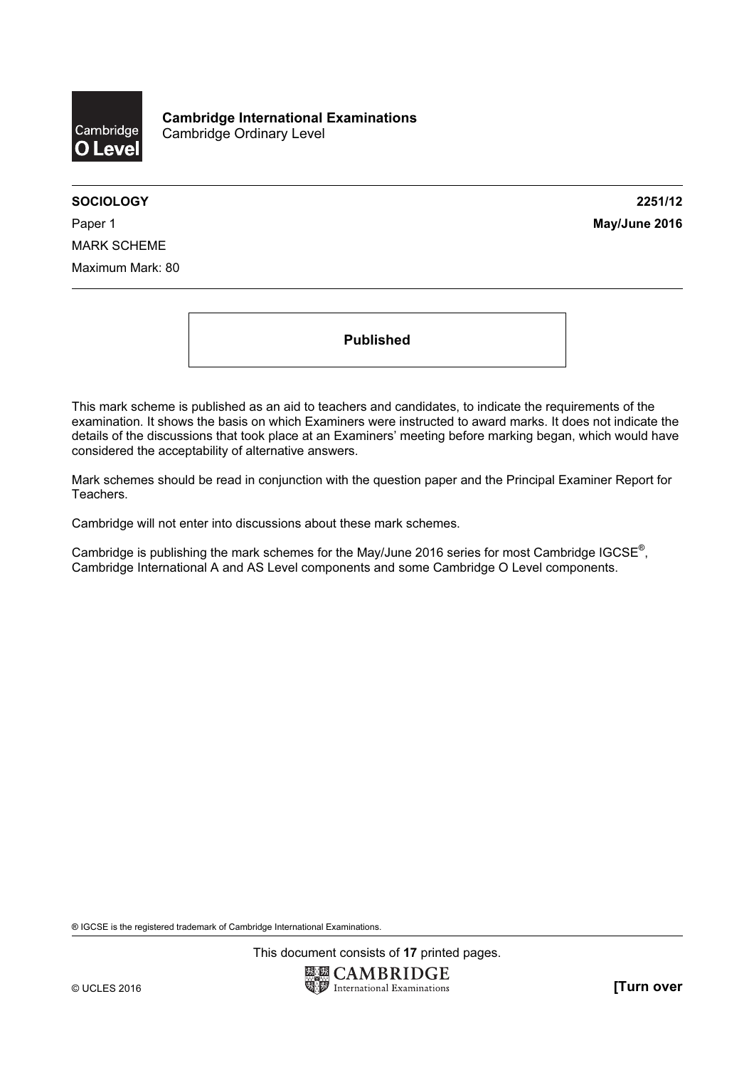**Cambridge International Examinations**
Cambridge Ordinary Level

**SOCIOLOGY** **2251/12**

Paper 1 **May/June 2016**

MARK SCHEME

Maximum Mark: 80

**Published**

This mark scheme is published as an aid to teachers and candidates, to indicate the requirements of the examination. It shows the basis on which Examiners were instructed to award marks. It does not indicate the details of the discussions that took place at an Examiners' meeting before marking began, which would have considered the acceptability of alternative answers.

Mark schemes should be read in conjunction with the question paper and the Principal Examiner Report for Teachers.

Cambridge will not enter into discussions about these mark schemes.

Cambridge is publishing the mark schemes for the May/June 2016 series for most Cambridge IGCSE®, Cambridge International A and AS Level components and some Cambridge O Level components.

® IGCSE is the registered trademark of Cambridge International Examinations.

This document consists of **17** printed pages.

© UCLES 2016 **[Turn over**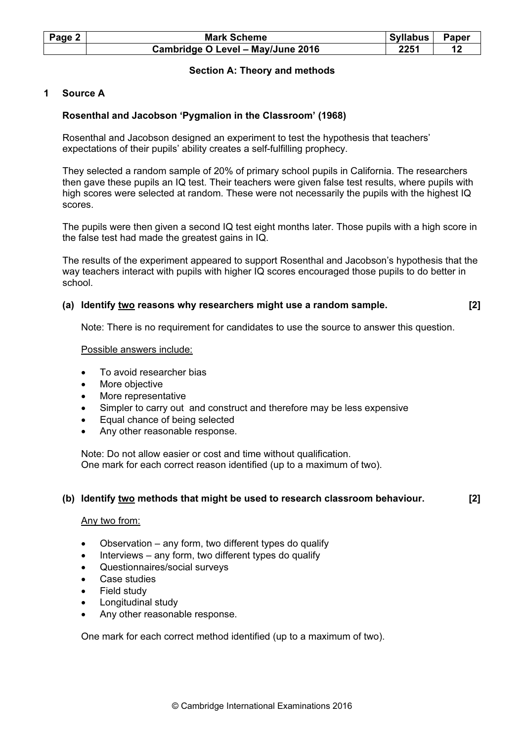## Section A: Theory and methods

**1 Source A**

**Rosenthal and Jacobson 'Pygmalion in the Classroom' (1968)**

Rosenthal and Jacobson designed an experiment to test the hypothesis that teachers' expectations of their pupils' ability creates a self-fulfilling prophecy.

They selected a random sample of 20% of primary school pupils in California. The researchers then gave these pupils an IQ test. Their teachers were given false test results, where pupils with high scores were selected at random. These were not necessarily the pupils with the highest IQ scores.

The pupils were then given a second IQ test eight months later. Those pupils with a high score in the false test had made the greatest gains in IQ.

The results of the experiment appeared to support Rosenthal and Jacobson's hypothesis that the way teachers interact with pupils with higher IQ scores encouraged those pupils to do better in school.

**(a) Identify two reasons why researchers might use a random sample. [2]**

Note: There is no requirement for candidates to use the source to answer this question.

Possible answers include:

- To avoid researcher bias
- More objective
- More representative
- Simpler to carry out and construct and therefore may be less expensive
- Equal chance of being selected
- Any other reasonable response.

Note: Do not allow easier or cost and time without qualification.
One mark for each correct reason identified (up to a maximum of two).

**(b) Identify two methods that might be used to research classroom behaviour. [2]**

Any two from:

- Observation – any form, two different types do qualify
- Interviews – any form, two different types do qualify
- Questionnaires/social surveys
- Case studies
- Field study
- Longitudinal study
- Any other reasonable response.

One mark for each correct method identified (up to a maximum of two).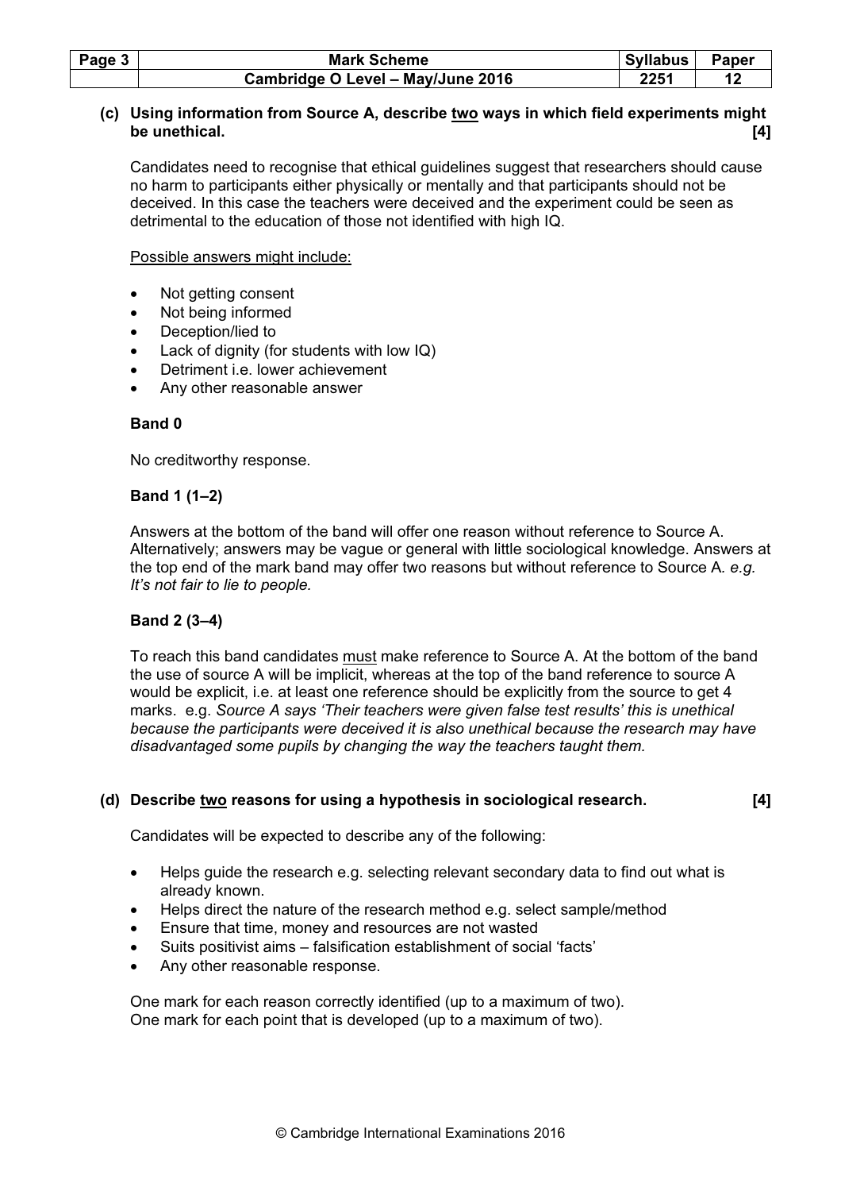**(c) Using information from Source A, describe two ways in which field experiments might be unethical. [4]**

Candidates need to recognise that ethical guidelines suggest that researchers should cause no harm to participants either physically or mentally and that participants should not be deceived. In this case the teachers were deceived and the experiment could be seen as detrimental to the education of those not identified with high IQ.

Possible answers might include:

- Not getting consent
- Not being informed
- Deception/lied to
- Lack of dignity (for students with low IQ)
- Detriment i.e. lower achievement
- Any other reasonable answer

**Band 0**

No creditworthy response.

**Band 1 (1–2)**

Answers at the bottom of the band will offer one reason without reference to Source A. Alternatively; answers may be vague or general with little sociological knowledge. Answers at the top end of the mark band may offer two reasons but without reference to Source A. *e.g. It's not fair to lie to people.*

**Band 2 (3–4)**

To reach this band candidates must make reference to Source A. At the bottom of the band the use of source A will be implicit, whereas at the top of the band reference to source A would be explicit, i.e. at least one reference should be explicitly from the source to get 4 marks. e.g. *Source A says 'Their teachers were given false test results' this is unethical because the participants were deceived it is also unethical because the research may have disadvantaged some pupils by changing the way the teachers taught them.*

**(d) Describe two reasons for using a hypothesis in sociological research. [4]**

Candidates will be expected to describe any of the following:

- Helps guide the research e.g. selecting relevant secondary data to find out what is already known.
- Helps direct the nature of the research method e.g. select sample/method
- Ensure that time, money and resources are not wasted
- Suits positivist aims – falsification establishment of social 'facts'
- Any other reasonable response.

One mark for each reason correctly identified (up to a maximum of two).
One mark for each point that is developed (up to a maximum of two).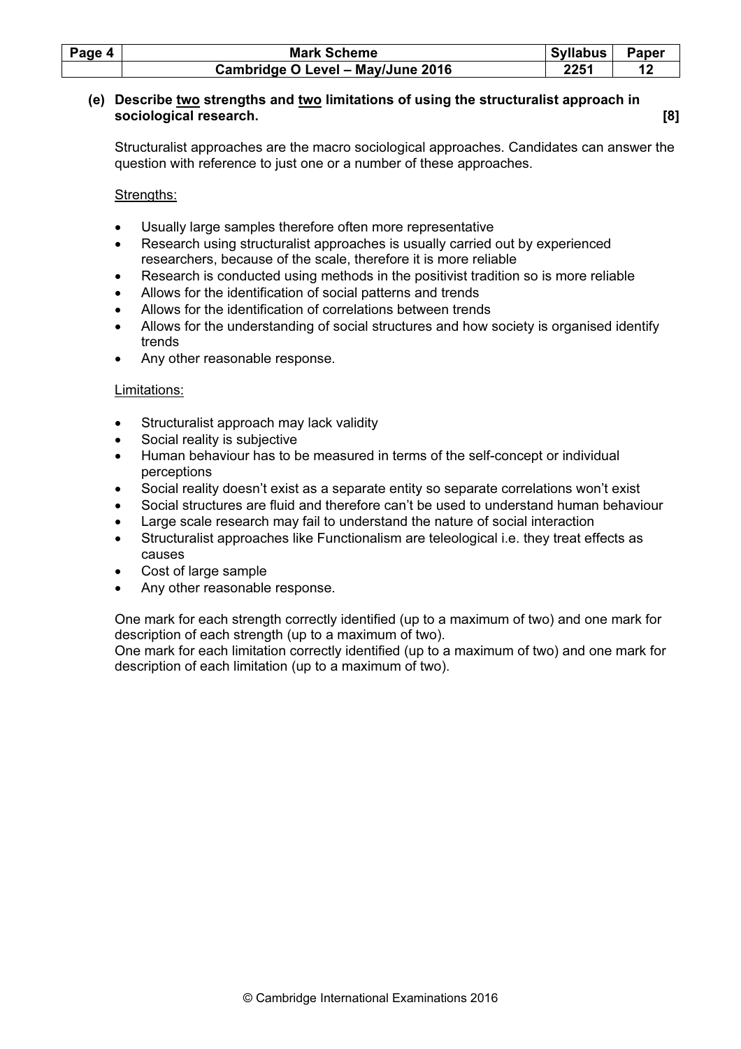**(e) Describe <u>two</u> strengths and <u>two</u> limitations of using the structuralist approach in sociological research. [8]**

Structuralist approaches are the macro sociological approaches. Candidates can answer the question with reference to just one or a number of these approaches.

<u>Strengths:</u>

- Usually large samples therefore often more representative
- Research using structuralist approaches is usually carried out by experienced researchers, because of the scale, therefore it is more reliable
- Research is conducted using methods in the positivist tradition so is more reliable
- Allows for the identification of social patterns and trends
- Allows for the identification of correlations between trends
- Allows for the understanding of social structures and how society is organised identify trends
- Any other reasonable response.

<u>Limitations:</u>

- Structuralist approach may lack validity
- Social reality is subjective
- Human behaviour has to be measured in terms of the self-concept or individual perceptions
- Social reality doesn't exist as a separate entity so separate correlations won't exist
- Social structures are fluid and therefore can't be used to understand human behaviour
- Large scale research may fail to understand the nature of social interaction
- Structuralist approaches like Functionalism are teleological i.e. they treat effects as causes
- Cost of large sample
- Any other reasonable response.

One mark for each strength correctly identified (up to a maximum of two) and one mark for description of each strength (up to a maximum of two).
One mark for each limitation correctly identified (up to a maximum of two) and one mark for description of each limitation (up to a maximum of two).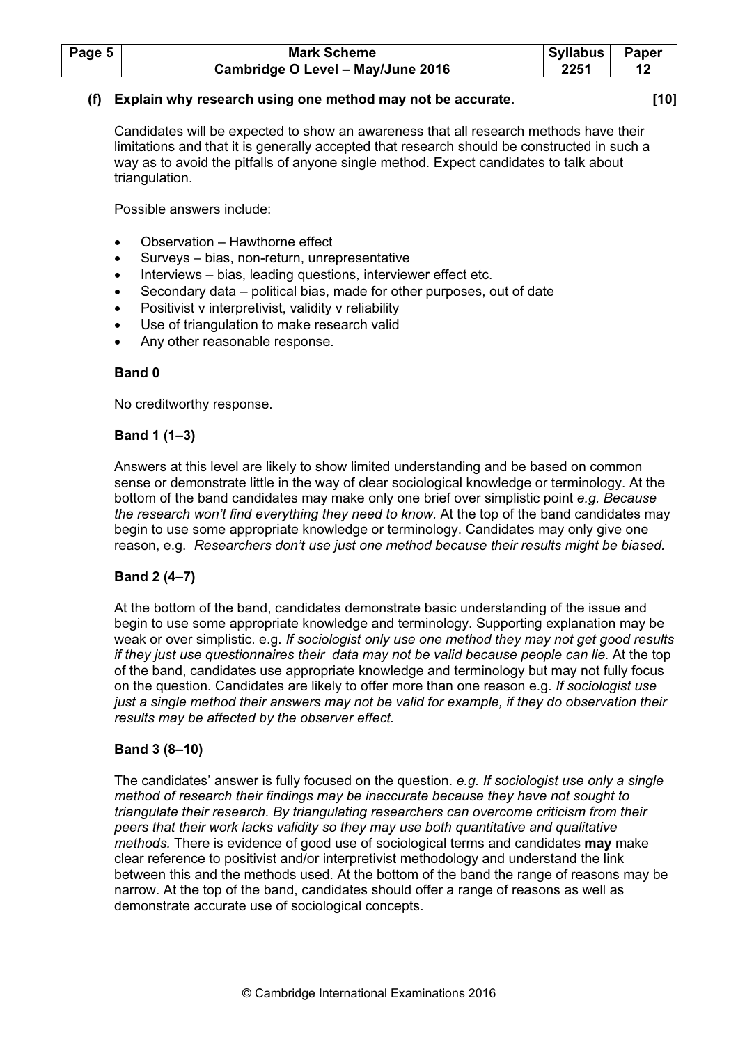**(f) Explain why research using one method may not be accurate. [10]**

Candidates will be expected to show an awareness that all research methods have their limitations and that it is generally accepted that research should be constructed in such a way as to avoid the pitfalls of anyone single method. Expect candidates to talk about triangulation.

Possible answers include:

- Observation – Hawthorne effect
- Surveys – bias, non-return, unrepresentative
- Interviews – bias, leading questions, interviewer effect etc.
- Secondary data – political bias, made for other purposes, out of date
- Positivist v interpretivist, validity v reliability
- Use of triangulation to make research valid
- Any other reasonable response.

**Band 0**

No creditworthy response.

**Band 1 (1–3)**

Answers at this level are likely to show limited understanding and be based on common sense or demonstrate little in the way of clear sociological knowledge or terminology. At the bottom of the band candidates may make only one brief over simplistic point *e.g. Because the research won't find everything they need to know.* At the top of the band candidates may begin to use some appropriate knowledge or terminology. Candidates may only give one reason, e.g. *Researchers don't use just one method because their results might be biased.*

**Band 2 (4–7)**

At the bottom of the band, candidates demonstrate basic understanding of the issue and begin to use some appropriate knowledge and terminology. Supporting explanation may be weak or over simplistic. e.g. *If sociologist only use one method they may not get good results if they just use questionnaires their data may not be valid because people can lie.* At the top of the band, candidates use appropriate knowledge and terminology but may not fully focus on the question. Candidates are likely to offer more than one reason e.g. *If sociologist use just a single method their answers may not be valid for example, if they do observation their results may be affected by the observer effect.*

**Band 3 (8–10)**

The candidates' answer is fully focused on the question. *e.g. If sociologist use only a single method of research their findings may be inaccurate because they have not sought to triangulate their research. By triangulating researchers can overcome criticism from their peers that their work lacks validity so they may use both quantitative and qualitative methods.* There is evidence of good use of sociological terms and candidates **may** make clear reference to positivist and/or interpretivist methodology and understand the link between this and the methods used. At the bottom of the band the range of reasons may be narrow. At the top of the band, candidates should offer a range of reasons as well as demonstrate accurate use of sociological concepts.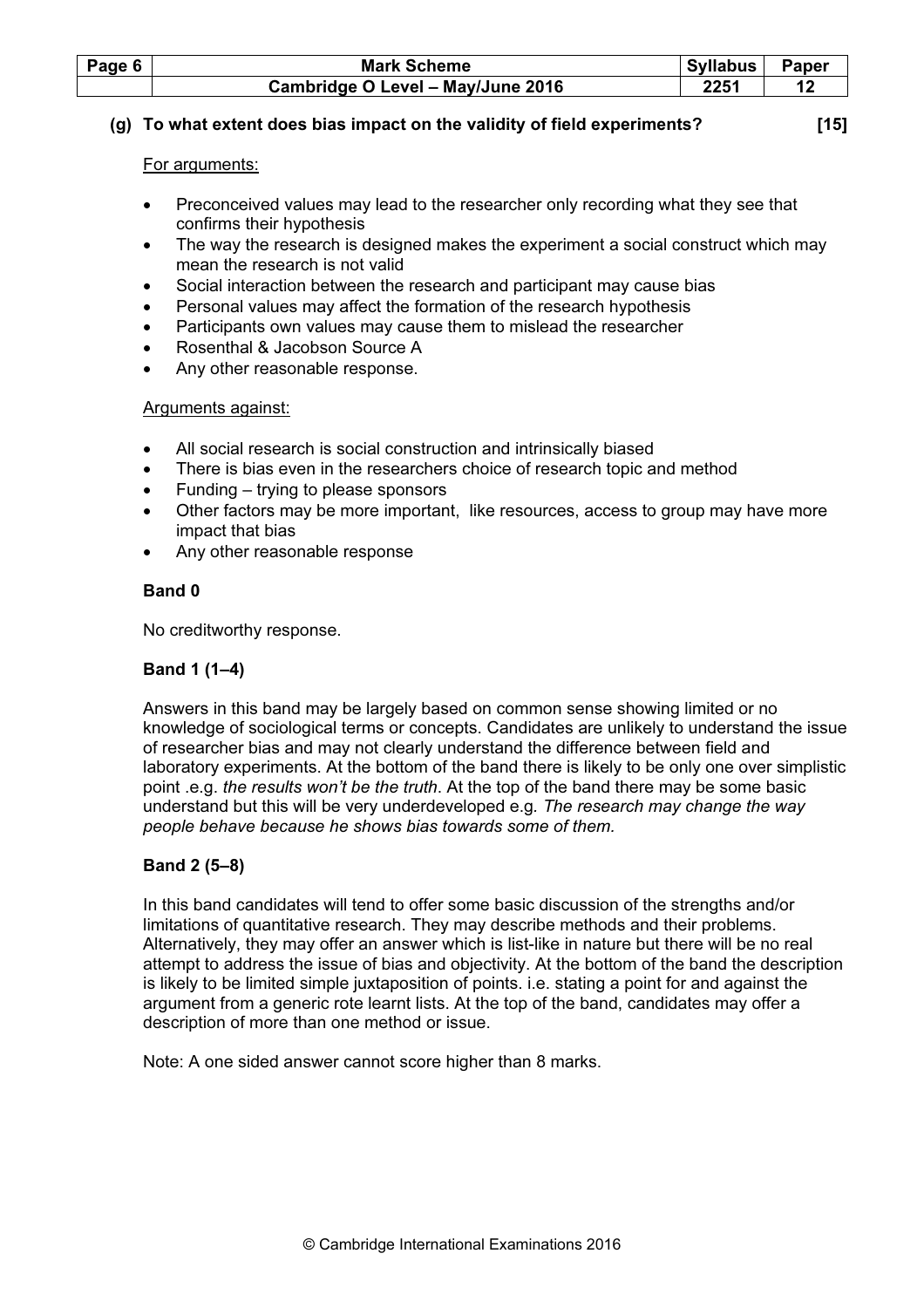**(g) To what extent does bias impact on the validity of field experiments? [15]**

For arguments:

- Preconceived values may lead to the researcher only recording what they see that confirms their hypothesis
- The way the research is designed makes the experiment a social construct which may mean the research is not valid
- Social interaction between the research and participant may cause bias
- Personal values may affect the formation of the research hypothesis
- Participants own values may cause them to mislead the researcher
- Rosenthal & Jacobson Source A
- Any other reasonable response.

Arguments against:

- All social research is social construction and intrinsically biased
- There is bias even in the researchers choice of research topic and method
- Funding – trying to please sponsors
- Other factors may be more important, like resources, access to group may have more impact that bias
- Any other reasonable response

**Band 0**

No creditworthy response.

**Band 1 (1–4)**

Answers in this band may be largely based on common sense showing limited or no knowledge of sociological terms or concepts. Candidates are unlikely to understand the issue of researcher bias and may not clearly understand the difference between field and laboratory experiments. At the bottom of the band there is likely to be only one over simplistic point .e.g. *the results won't be the truth*. At the top of the band there may be some basic understand but this will be very underdeveloped e.g. *The research may change the way people behave because he shows bias towards some of them.*

**Band 2 (5–8)**

In this band candidates will tend to offer some basic discussion of the strengths and/or limitations of quantitative research. They may describe methods and their problems. Alternatively, they may offer an answer which is list-like in nature but there will be no real attempt to address the issue of bias and objectivity. At the bottom of the band the description is likely to be limited simple juxtaposition of points. i.e. stating a point for and against the argument from a generic rote learnt lists. At the top of the band, candidates may offer a description of more than one method or issue.

Note: A one sided answer cannot score higher than 8 marks.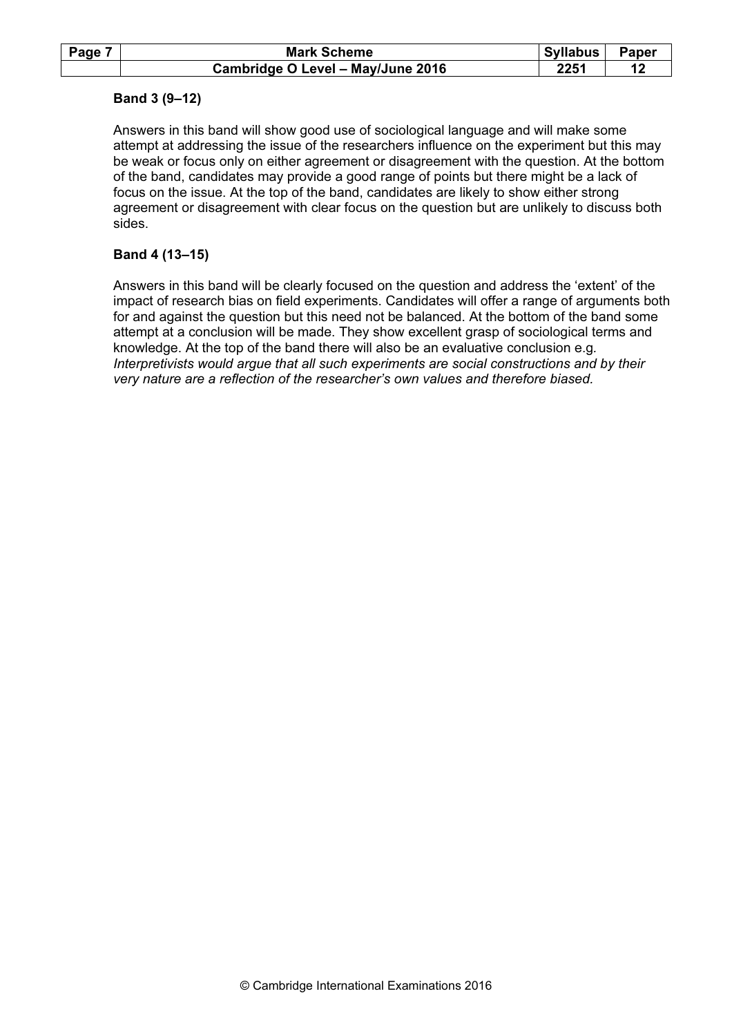**Band 3 (9–12)**

Answers in this band will show good use of sociological language and will make some attempt at addressing the issue of the researchers influence on the experiment but this may be weak or focus only on either agreement or disagreement with the question. At the bottom of the band, candidates may provide a good range of points but there might be a lack of focus on the issue. At the top of the band, candidates are likely to show either strong agreement or disagreement with clear focus on the question but are unlikely to discuss both sides.

**Band 4 (13–15)**

Answers in this band will be clearly focused on the question and address the 'extent' of the impact of research bias on field experiments. Candidates will offer a range of arguments both for and against the question but this need not be balanced. At the bottom of the band some attempt at a conclusion will be made. They show excellent grasp of sociological terms and knowledge. At the top of the band there will also be an evaluative conclusion e.g. *Interpretivists would argue that all such experiments are social constructions and by their very nature are a reflection of the researcher's own values and therefore biased.*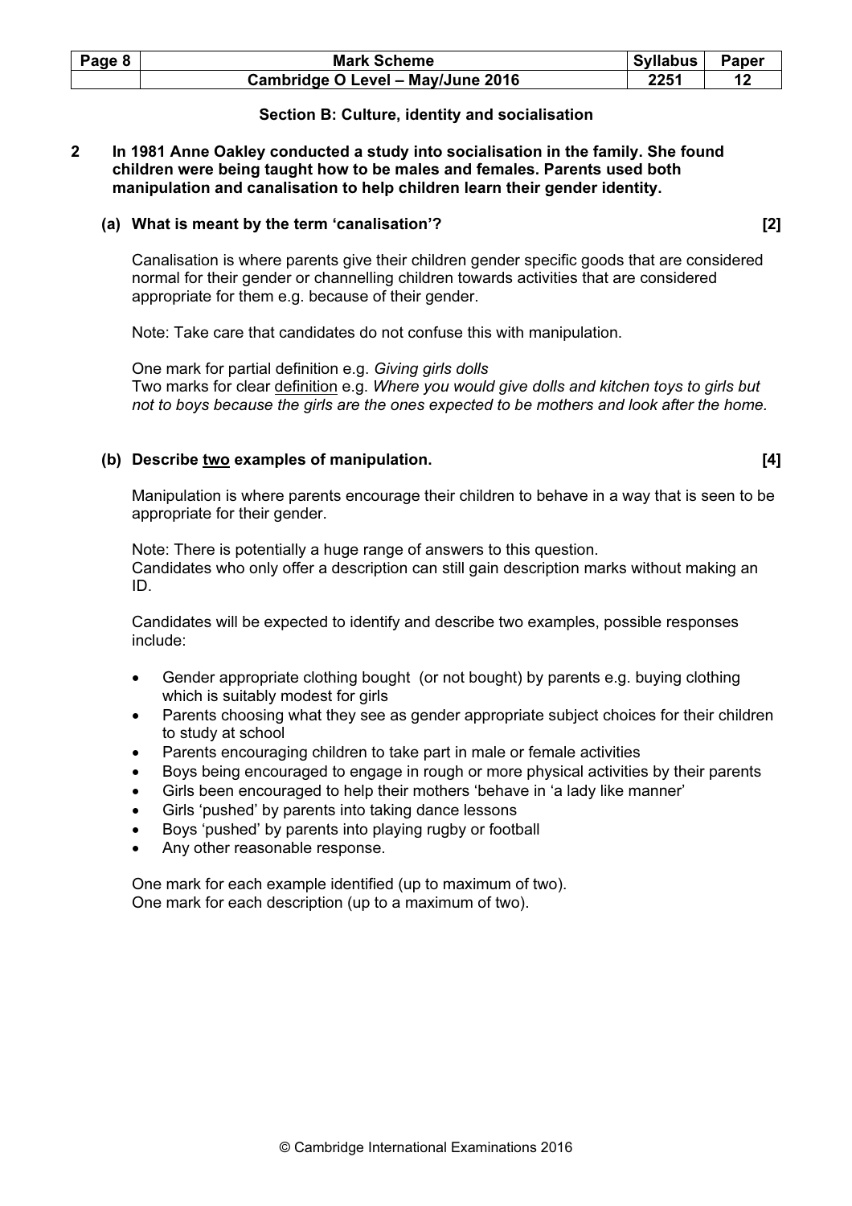## Section B: Culture, identity and socialisation

**2 In 1981 Anne Oakley conducted a study into socialisation in the family. She found children were being taught how to be males and females. Parents used both manipulation and canalisation to help children learn their gender identity.**

**(a) What is meant by the term 'canalisation'? [2]**

Canalisation is where parents give their children gender specific goods that are considered normal for their gender or channelling children towards activities that are considered appropriate for them e.g. because of their gender.

Note: Take care that candidates do not confuse this with manipulation.

One mark for partial definition e.g. *Giving girls dolls*
Two marks for clear definition e.g. *Where you would give dolls and kitchen toys to girls but not to boys because the girls are the ones expected to be mothers and look after the home.*

**(b) Describe two examples of manipulation. [4]**

Manipulation is where parents encourage their children to behave in a way that is seen to be appropriate for their gender.

Note: There is potentially a huge range of answers to this question.
Candidates who only offer a description can still gain description marks without making an ID.

Candidates will be expected to identify and describe two examples, possible responses include:

- Gender appropriate clothing bought (or not bought) by parents e.g. buying clothing which is suitably modest for girls
- Parents choosing what they see as gender appropriate subject choices for their children to study at school
- Parents encouraging children to take part in male or female activities
- Boys being encouraged to engage in rough or more physical activities by their parents
- Girls been encouraged to help their mothers 'behave in 'a lady like manner'
- Girls 'pushed' by parents into taking dance lessons
- Boys 'pushed' by parents into playing rugby or football
- Any other reasonable response.

One mark for each example identified (up to maximum of two).
One mark for each description (up to a maximum of two).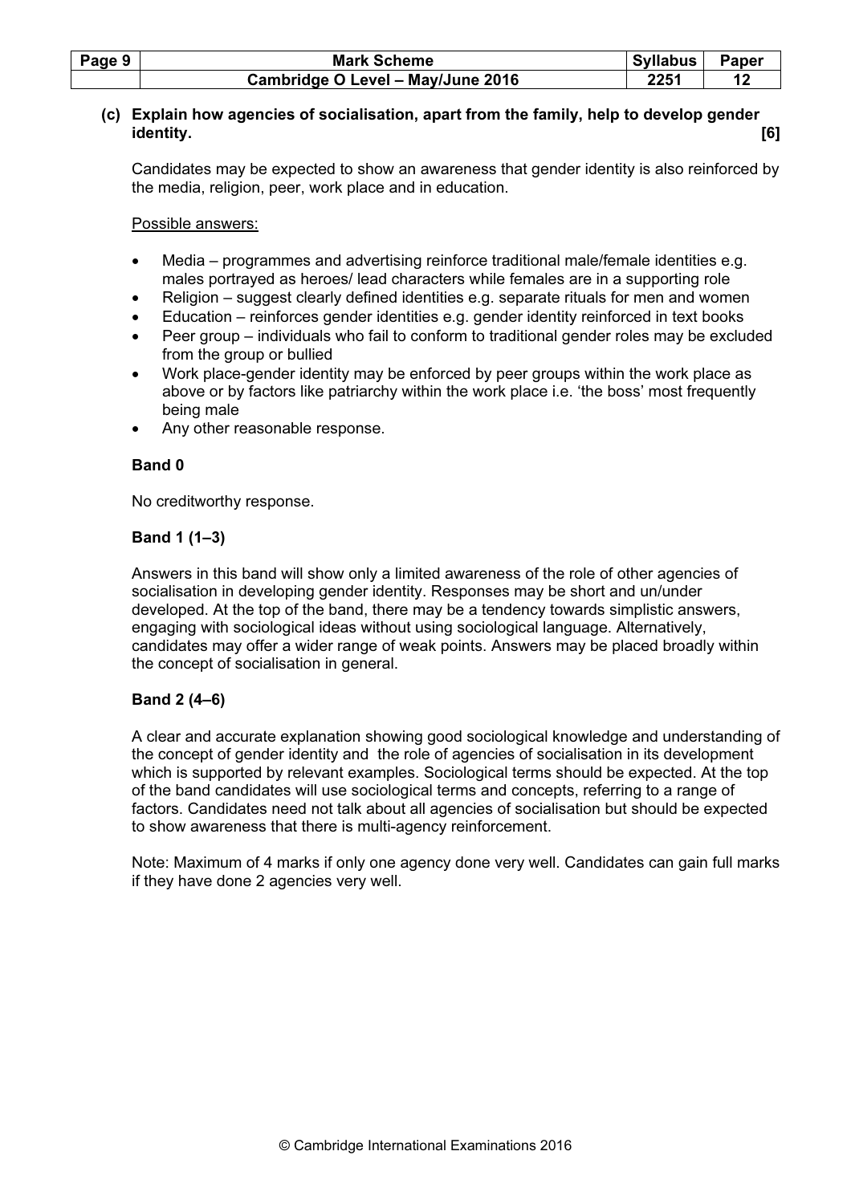**(c) Explain how agencies of socialisation, apart from the family, help to develop gender identity. [6]**

Candidates may be expected to show an awareness that gender identity is also reinforced by the media, religion, peer, work place and in education.

Possible answers:

- Media – programmes and advertising reinforce traditional male/female identities e.g. males portrayed as heroes/ lead characters while females are in a supporting role
- Religion – suggest clearly defined identities e.g. separate rituals for men and women
- Education – reinforces gender identities e.g. gender identity reinforced in text books
- Peer group – individuals who fail to conform to traditional gender roles may be excluded from the group or bullied
- Work place-gender identity may be enforced by peer groups within the work place as above or by factors like patriarchy within the work place i.e. 'the boss' most frequently being male
- Any other reasonable response.

**Band 0**

No creditworthy response.

**Band 1 (1–3)**

Answers in this band will show only a limited awareness of the role of other agencies of socialisation in developing gender identity. Responses may be short and un/under developed. At the top of the band, there may be a tendency towards simplistic answers, engaging with sociological ideas without using sociological language. Alternatively, candidates may offer a wider range of weak points. Answers may be placed broadly within the concept of socialisation in general.

**Band 2 (4–6)**

A clear and accurate explanation showing good sociological knowledge and understanding of the concept of gender identity and the role of agencies of socialisation in its development which is supported by relevant examples. Sociological terms should be expected. At the top of the band candidates will use sociological terms and concepts, referring to a range of factors. Candidates need not talk about all agencies of socialisation but should be expected to show awareness that there is multi-agency reinforcement.

Note: Maximum of 4 marks if only one agency done very well. Candidates can gain full marks if they have done 2 agencies very well.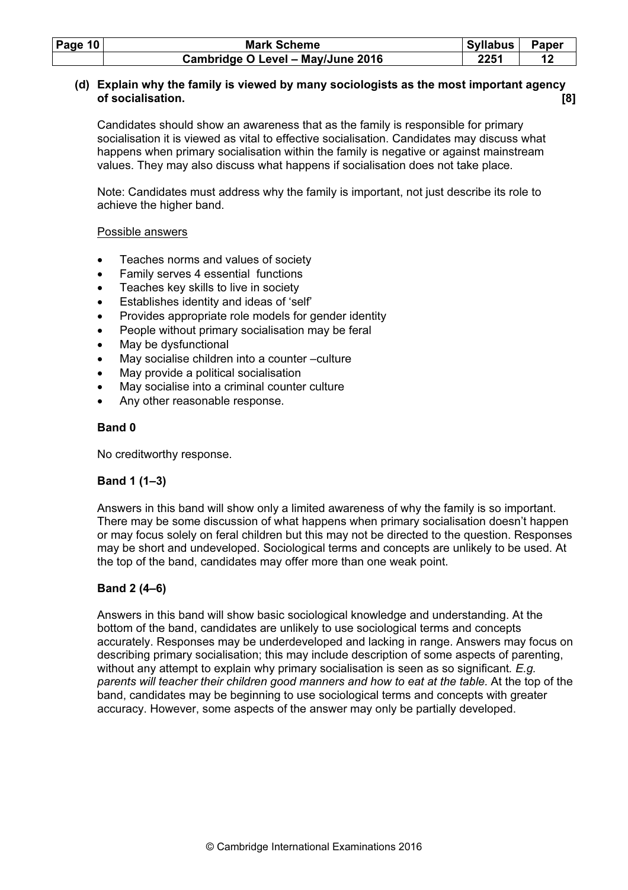**(d) Explain why the family is viewed by many sociologists as the most important agency of socialisation. [8]**

Candidates should show an awareness that as the family is responsible for primary socialisation it is viewed as vital to effective socialisation. Candidates may discuss what happens when primary socialisation within the family is negative or against mainstream values. They may also discuss what happens if socialisation does not take place.

Note: Candidates must address why the family is important, not just describe its role to achieve the higher band.

Possible answers

- Teaches norms and values of society
- Family serves 4 essential functions
- Teaches key skills to live in society
- Establishes identity and ideas of 'self'
- Provides appropriate role models for gender identity
- People without primary socialisation may be feral
- May be dysfunctional
- May socialise children into a counter –culture
- May provide a political socialisation
- May socialise into a criminal counter culture
- Any other reasonable response.

**Band 0**

No creditworthy response.

**Band 1 (1–3)**

Answers in this band will show only a limited awareness of why the family is so important. There may be some discussion of what happens when primary socialisation doesn't happen or may focus solely on feral children but this may not be directed to the question. Responses may be short and undeveloped. Sociological terms and concepts are unlikely to be used. At the top of the band, candidates may offer more than one weak point.

**Band 2 (4–6)**

Answers in this band will show basic sociological knowledge and understanding. At the bottom of the band, candidates are unlikely to use sociological terms and concepts accurately. Responses may be underdeveloped and lacking in range. Answers may focus on describing primary socialisation; this may include description of some aspects of parenting, without any attempt to explain why primary socialisation is seen as so significant*. E.g. parents will teacher their children good manners and how to eat at the table.* At the top of the band, candidates may be beginning to use sociological terms and concepts with greater accuracy. However, some aspects of the answer may only be partially developed.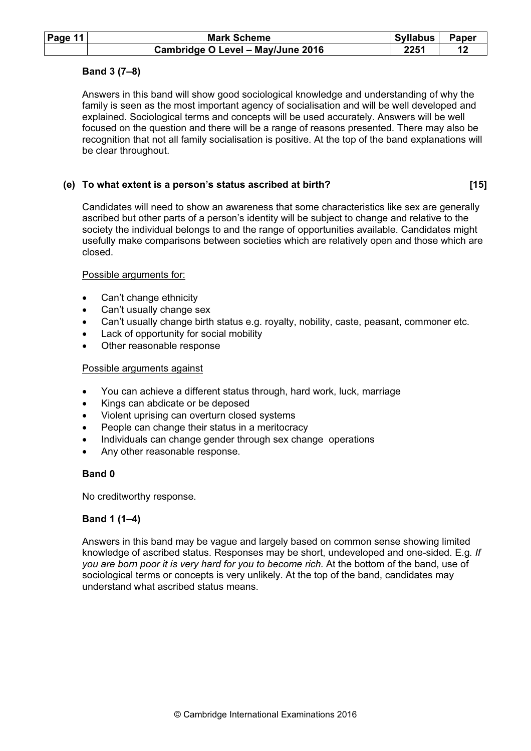**Band 3 (7–8)**

Answers in this band will show good sociological knowledge and understanding of why the family is seen as the most important agency of socialisation and will be well developed and explained. Sociological terms and concepts will be used accurately. Answers will be well focused on the question and there will be a range of reasons presented. There may also be recognition that not all family socialisation is positive. At the top of the band explanations will be clear throughout.

**(e) To what extent is a person's status ascribed at birth? [15]**

Candidates will need to show an awareness that some characteristics like sex are generally ascribed but other parts of a person's identity will be subject to change and relative to the society the individual belongs to and the range of opportunities available. Candidates might usefully make comparisons between societies which are relatively open and those which are closed.

Possible arguments for:

- Can't change ethnicity
- Can't usually change sex
- Can't usually change birth status e.g. royalty, nobility, caste, peasant, commoner etc.
- Lack of opportunity for social mobility
- Other reasonable response

Possible arguments against

- You can achieve a different status through, hard work, luck, marriage
- Kings can abdicate or be deposed
- Violent uprising can overturn closed systems
- People can change their status in a meritocracy
- Individuals can change gender through sex change operations
- Any other reasonable response.

**Band 0**

No creditworthy response.

**Band 1 (1–4)**

Answers in this band may be vague and largely based on common sense showing limited knowledge of ascribed status. Responses may be short, undeveloped and one-sided. E.g. *If you are born poor it is very hard for you to become rich.* At the bottom of the band, use of sociological terms or concepts is very unlikely. At the top of the band, candidates may understand what ascribed status means.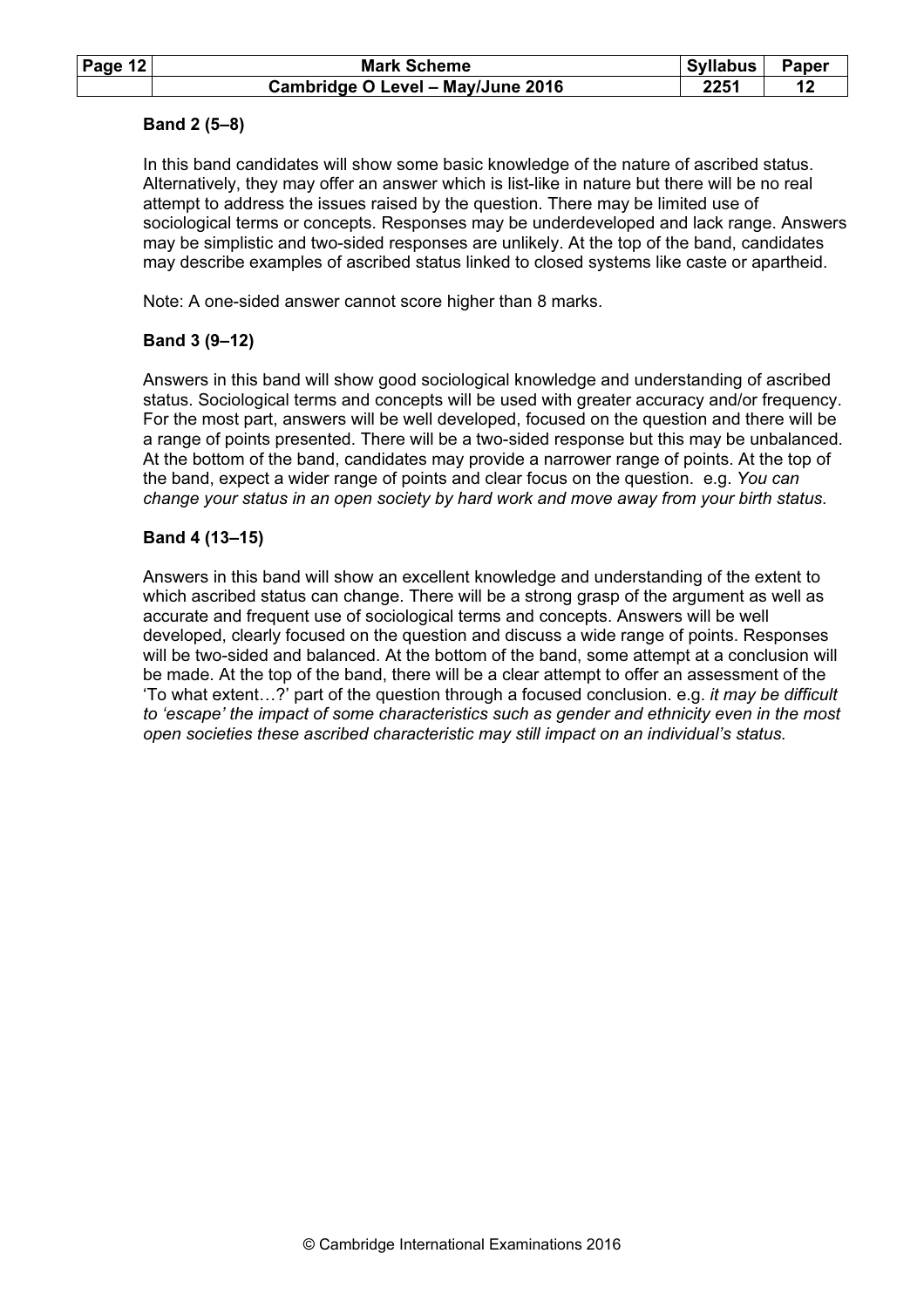**Band 2 (5–8)**

In this band candidates will show some basic knowledge of the nature of ascribed status. Alternatively, they may offer an answer which is list-like in nature but there will be no real attempt to address the issues raised by the question. There may be limited use of sociological terms or concepts. Responses may be underdeveloped and lack range. Answers may be simplistic and two-sided responses are unlikely. At the top of the band, candidates may describe examples of ascribed status linked to closed systems like caste or apartheid.

Note: A one-sided answer cannot score higher than 8 marks.

**Band 3 (9–12)**

Answers in this band will show good sociological knowledge and understanding of ascribed status. Sociological terms and concepts will be used with greater accuracy and/or frequency. For the most part, answers will be well developed, focused on the question and there will be a range of points presented. There will be a two-sided response but this may be unbalanced. At the bottom of the band, candidates may provide a narrower range of points. At the top of the band, expect a wider range of points and clear focus on the question. e.g. *You can change your status in an open society by hard work and move away from your birth status*.

**Band 4 (13–15)**

Answers in this band will show an excellent knowledge and understanding of the extent to which ascribed status can change. There will be a strong grasp of the argument as well as accurate and frequent use of sociological terms and concepts. Answers will be well developed, clearly focused on the question and discuss a wide range of points. Responses will be two-sided and balanced. At the bottom of the band, some attempt at a conclusion will be made. At the top of the band, there will be a clear attempt to offer an assessment of the 'To what extent…?' part of the question through a focused conclusion. e.g. *it may be difficult to 'escape' the impact of some characteristics such as gender and ethnicity even in the most open societies these ascribed characteristic may still impact on an individual's status*.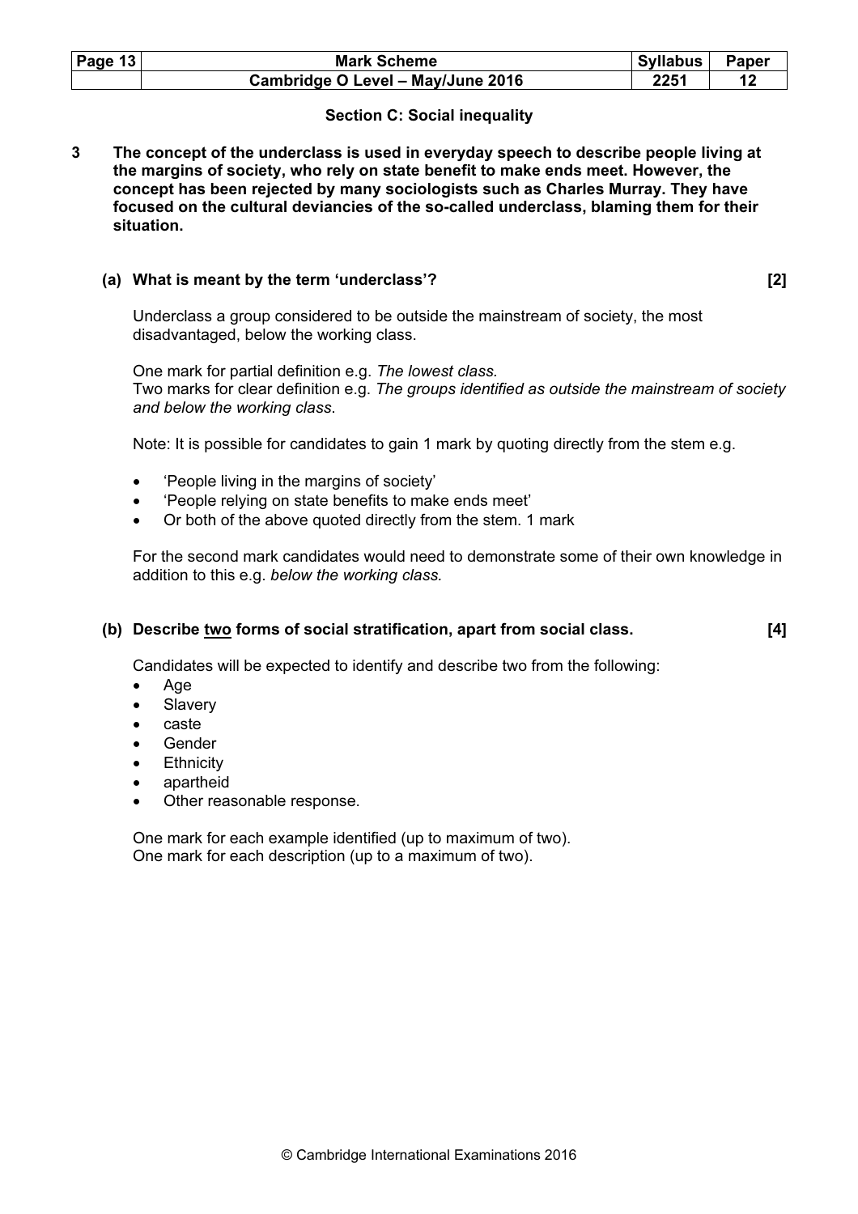## Section C: Social inequality

**3 The concept of the underclass is used in everyday speech to describe people living at the margins of society, who rely on state benefit to make ends meet. However, the concept has been rejected by many sociologists such as Charles Murray. They have focused on the cultural deviancies of the so-called underclass, blaming them for their situation.**

**(a) What is meant by the term 'underclass'? [2]**

Underclass a group considered to be outside the mainstream of society, the most disadvantaged, below the working class.

One mark for partial definition e.g. *The lowest class.*
Two marks for clear definition e.g. *The groups identified as outside the mainstream of society and below the working class*.

Note: It is possible for candidates to gain 1 mark by quoting directly from the stem e.g.

- 'People living in the margins of society'
- 'People relying on state benefits to make ends meet'
- Or both of the above quoted directly from the stem. 1 mark

For the second mark candidates would need to demonstrate some of their own knowledge in addition to this e.g. *below the working class.*

**(b) Describe two forms of social stratification, apart from social class. [4]**

Candidates will be expected to identify and describe two from the following:

- Age
- Slavery
- caste
- Gender
- Ethnicity
- apartheid
- Other reasonable response.

One mark for each example identified (up to maximum of two).
One mark for each description (up to a maximum of two).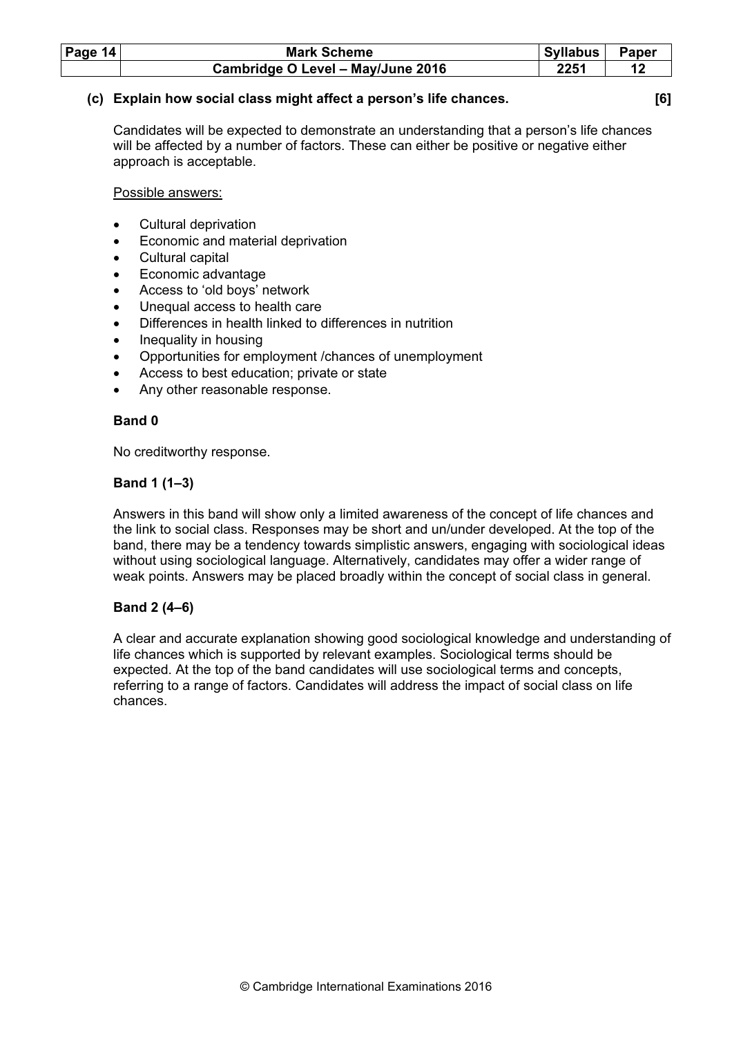**(c) Explain how social class might affect a person's life chances. [6]**

Candidates will be expected to demonstrate an understanding that a person's life chances will be affected by a number of factors. These can either be positive or negative either approach is acceptable.

Possible answers:

- Cultural deprivation
- Economic and material deprivation
- Cultural capital
- Economic advantage
- Access to 'old boys' network
- Unequal access to health care
- Differences in health linked to differences in nutrition
- Inequality in housing
- Opportunities for employment /chances of unemployment
- Access to best education; private or state
- Any other reasonable response.

**Band 0**

No creditworthy response.

**Band 1 (1–3)**

Answers in this band will show only a limited awareness of the concept of life chances and the link to social class. Responses may be short and un/under developed. At the top of the band, there may be a tendency towards simplistic answers, engaging with sociological ideas without using sociological language. Alternatively, candidates may offer a wider range of weak points. Answers may be placed broadly within the concept of social class in general.

**Band 2 (4–6)**

A clear and accurate explanation showing good sociological knowledge and understanding of life chances which is supported by relevant examples. Sociological terms should be expected. At the top of the band candidates will use sociological terms and concepts, referring to a range of factors. Candidates will address the impact of social class on life chances.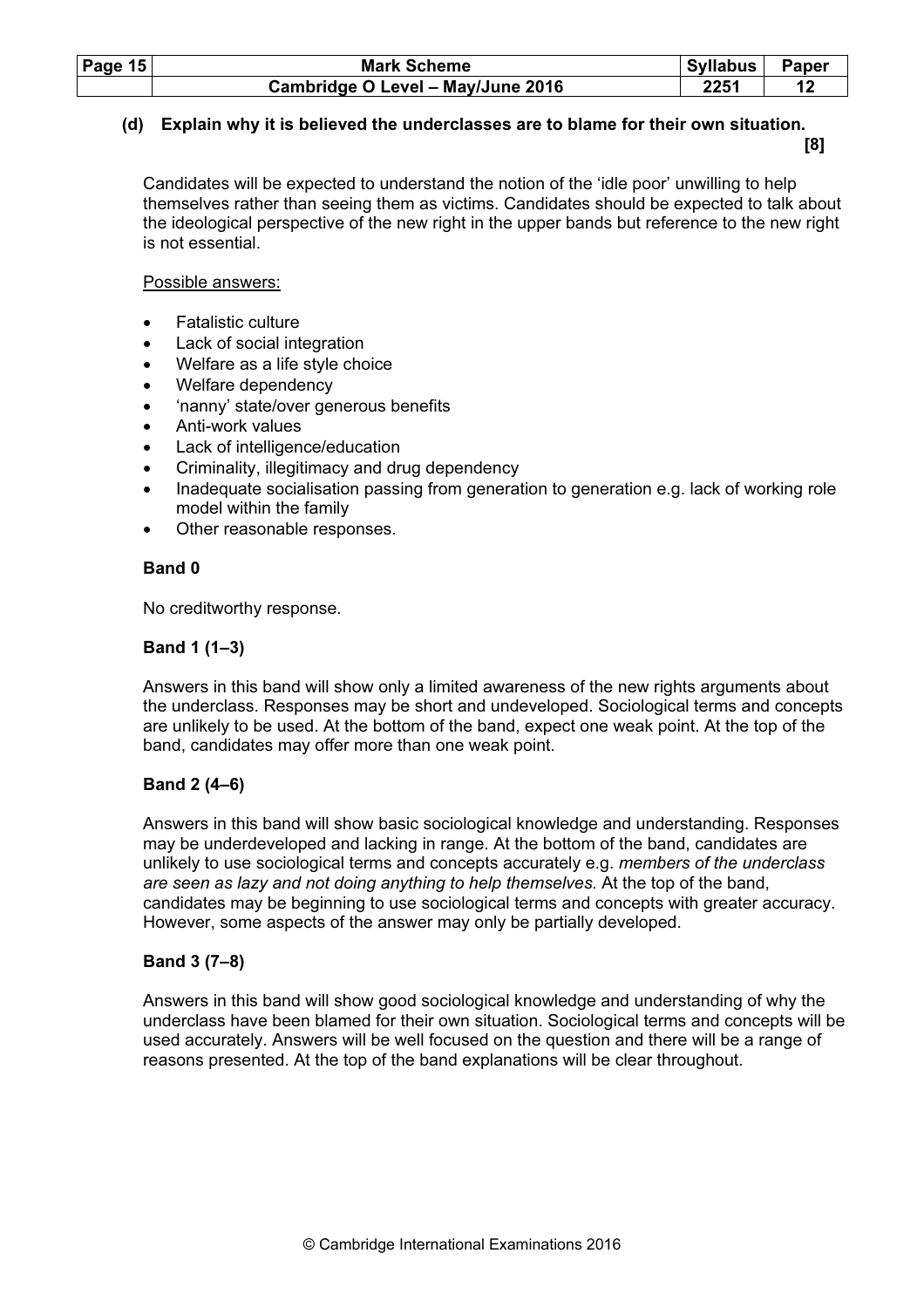**(d) Explain why it is believed the underclasses are to blame for their own situation. [8]**

Candidates will be expected to understand the notion of the 'idle poor' unwilling to help themselves rather than seeing them as victims. Candidates should be expected to talk about the ideological perspective of the new right in the upper bands but reference to the new right is not essential.

Possible answers:

- Fatalistic culture
- Lack of social integration
- Welfare as a life style choice
- Welfare dependency
- 'nanny' state/over generous benefits
- Anti-work values
- Lack of intelligence/education
- Criminality, illegitimacy and drug dependency
- Inadequate socialisation passing from generation to generation e.g. lack of working role model within the family
- Other reasonable responses.

**Band 0**

No creditworthy response.

**Band 1 (1–3)**

Answers in this band will show only a limited awareness of the new rights arguments about the underclass. Responses may be short and undeveloped. Sociological terms and concepts are unlikely to be used. At the bottom of the band, expect one weak point. At the top of the band, candidates may offer more than one weak point.

**Band 2 (4–6)**

Answers in this band will show basic sociological knowledge and understanding. Responses may be underdeveloped and lacking in range. At the bottom of the band, candidates are unlikely to use sociological terms and concepts accurately e.g. *members of the underclass are seen as lazy and not doing anything to help themselves.* At the top of the band, candidates may be beginning to use sociological terms and concepts with greater accuracy. However, some aspects of the answer may only be partially developed.

**Band 3 (7–8)**

Answers in this band will show good sociological knowledge and understanding of why the underclass have been blamed for their own situation. Sociological terms and concepts will be used accurately. Answers will be well focused on the question and there will be a range of reasons presented. At the top of the band explanations will be clear throughout.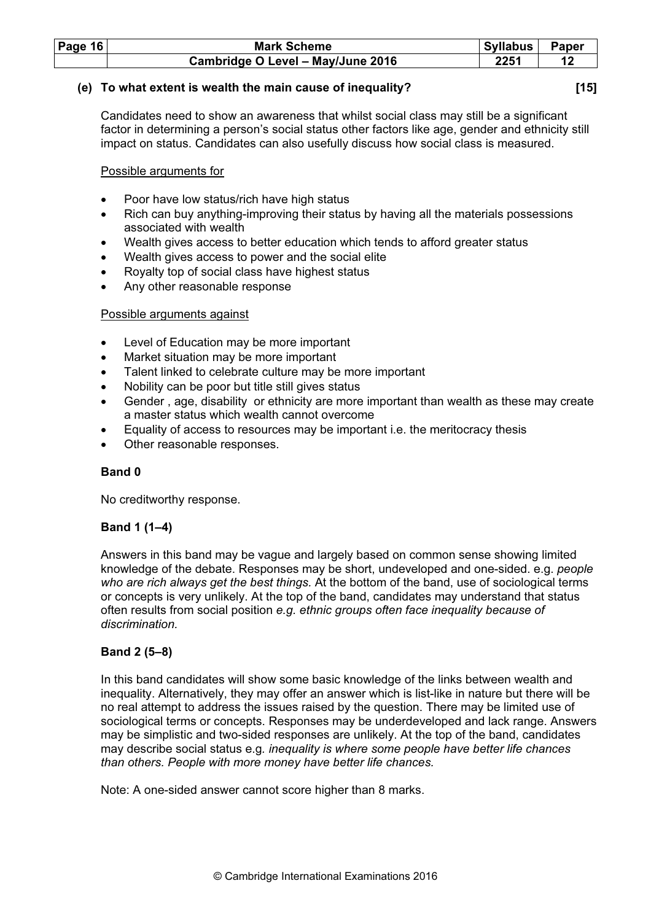### (e) To what extent is wealth the main cause of inequality? [15]

Candidates need to show an awareness that whilst social class may still be a significant factor in determining a person's social status other factors like age, gender and ethnicity still impact on status. Candidates can also usefully discuss how social class is measured.

Possible arguments for

- Poor have low status/rich have high status
- Rich can buy anything-improving their status by having all the materials possessions associated with wealth
- Wealth gives access to better education which tends to afford greater status
- Wealth gives access to power and the social elite
- Royalty top of social class have highest status
- Any other reasonable response

Possible arguments against

- Level of Education may be more important
- Market situation may be more important
- Talent linked to celebrate culture may be more important
- Nobility can be poor but title still gives status
- Gender , age, disability or ethnicity are more important than wealth as these may create a master status which wealth cannot overcome
- Equality of access to resources may be important i.e. the meritocracy thesis
- Other reasonable responses.

**Band 0**

No creditworthy response.

**Band 1 (1–4)**

Answers in this band may be vague and largely based on common sense showing limited knowledge of the debate. Responses may be short, undeveloped and one-sided. e.g. *people who are rich always get the best things.* At the bottom of the band, use of sociological terms or concepts is very unlikely. At the top of the band, candidates may understand that status often results from social position *e.g. ethnic groups often face inequality because of discrimination.*

**Band 2 (5–8)**

In this band candidates will show some basic knowledge of the links between wealth and inequality. Alternatively, they may offer an answer which is list-like in nature but there will be no real attempt to address the issues raised by the question. There may be limited use of sociological terms or concepts. Responses may be underdeveloped and lack range. Answers may be simplistic and two-sided responses are unlikely. At the top of the band, candidates may describe social status e.g. *inequality is where some people have better life chances than others. People with more money have better life chances.*

Note: A one-sided answer cannot score higher than 8 marks.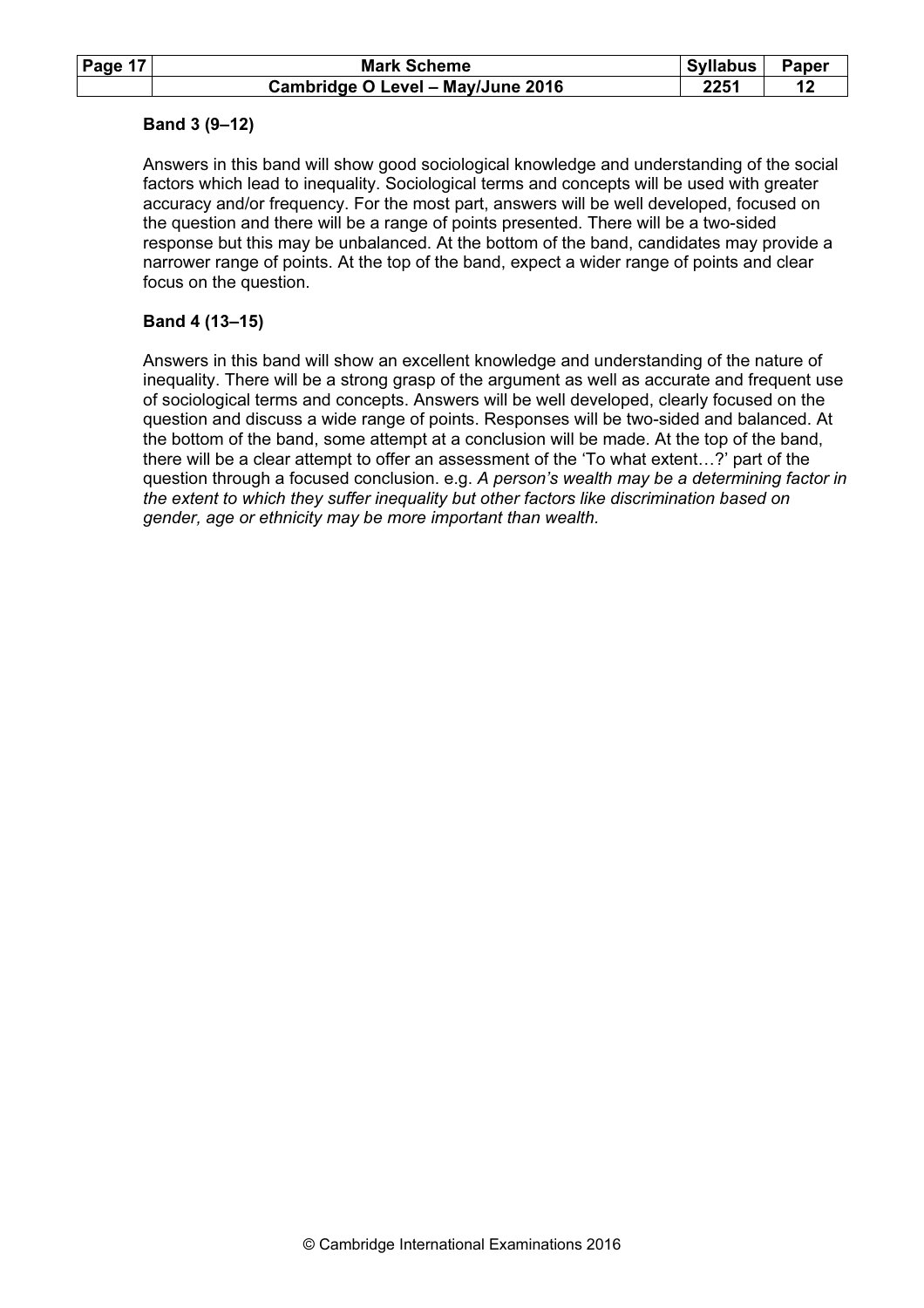**Band 3 (9–12)**

Answers in this band will show good sociological knowledge and understanding of the social factors which lead to inequality. Sociological terms and concepts will be used with greater accuracy and/or frequency. For the most part, answers will be well developed, focused on the question and there will be a range of points presented. There will be a two-sided response but this may be unbalanced. At the bottom of the band, candidates may provide a narrower range of points. At the top of the band, expect a wider range of points and clear focus on the question.

**Band 4 (13–15)**

Answers in this band will show an excellent knowledge and understanding of the nature of inequality. There will be a strong grasp of the argument as well as accurate and frequent use of sociological terms and concepts. Answers will be well developed, clearly focused on the question and discuss a wide range of points. Responses will be two-sided and balanced. At the bottom of the band, some attempt at a conclusion will be made. At the top of the band, there will be a clear attempt to offer an assessment of the 'To what extent…?' part of the question through a focused conclusion. e.g. *A person's wealth may be a determining factor in the extent to which they suffer inequality but other factors like discrimination based on gender, age or ethnicity may be more important than wealth.*